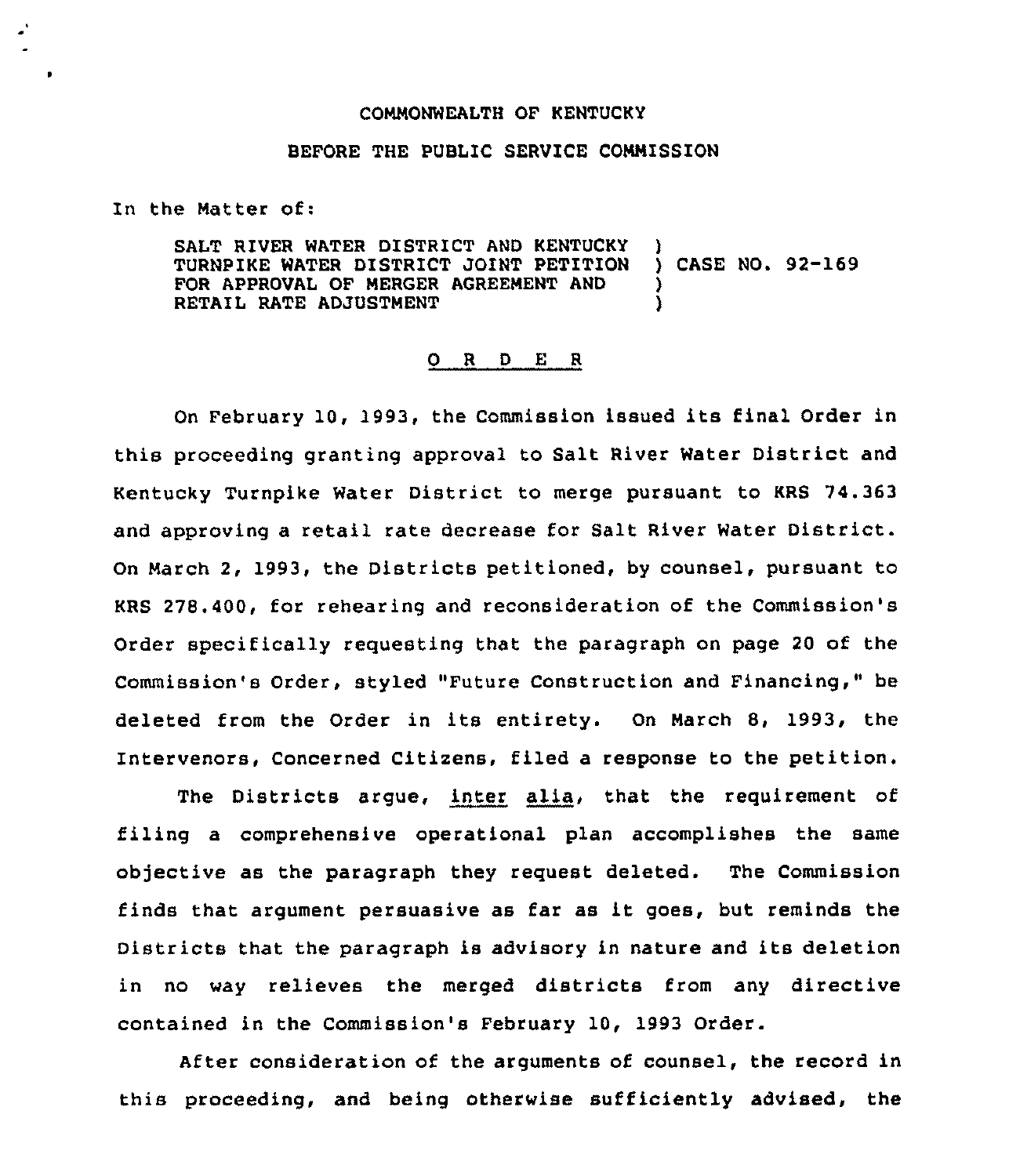COMMONWEALTH OF KENTUCKY

BEFORE THE PUBLIC SERVICE COMMISSION

In the Matter of:

SALT RIVER WATER DISTRICT AND KENTUCKY TURNPIKE WATER DISTRICT JOINT PETITION FOR APPROVAL OF MERGER AGREEMENT AND RETAIL RATE ADJUSTMENT ) CASE NO. 92-169

O R D E R

On February 10, 1993, the Commission issued its final Order in this proceeding granting approval to Salt River Water District and Kentucky Turnpike Water District to merge pursuant to KRS 74.363 and approving a retail rate decrease for Salt River Water District. On March 2, 1993, the Districts petitioned, by counsel, pursuant to KRS 278.400, for rehearing and reconsideration of the Commission's Order specifically requesting that the paragraph on page 20 of the Commission's Order, styled "Future Construction and Financing," be deleted from the Order in its entirety. On March 8, 1993, the Intervenors, Concerned Citizens, filed a response to the petition.

The Districts argue, *inter alia*, that the requirement of filing a comprehensive operational plan accomplishes the same objective as the paragraph they request deleted. The Commission finds that argument persuasive as far as it goes, but reminds the Districts that the paragraph is advisory in nature and its deletion in no way relieves the merged districts from any directive contained in the Commission's February 10, 1993 Order.

After consideration of the arguments of counsel, the record in this proceeding, and being otherwise sufficiently advised, the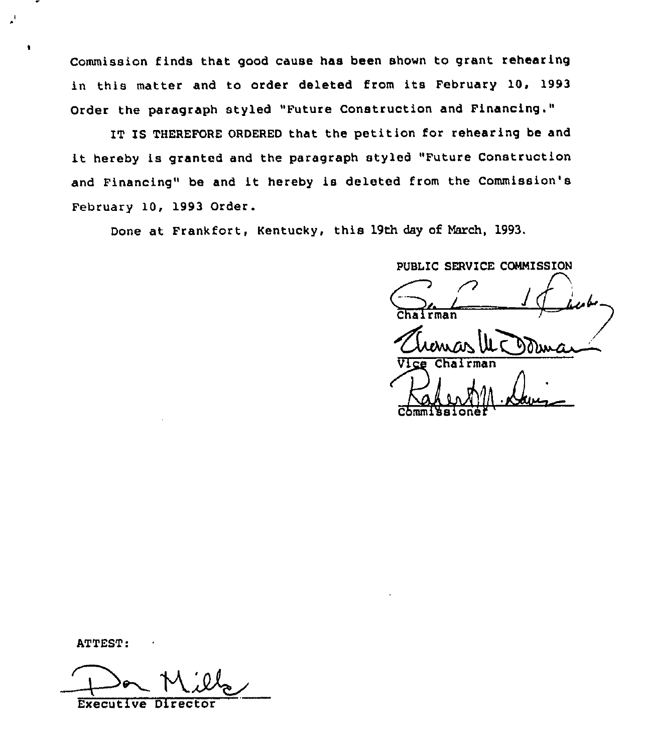Commission finds that good cause has been shown to grant rehearing in this matter and to order deleted from its February 10, 1993 Order the paragraph styled "Future Construction and Financing."

IT IS THEREFORE ORDERED that the petition for rehearing be and it hereby is granted and the paragraph styled "Future Construction and Financing" be and it hereby is deleted from the Commission's February 10, 1993 Order.

Done at Frankfort, Kentucky, this 19th day of March, 1993.

PUBLIC SERVICE COMMISSION

Chairman

Vice Chairman

Commissioner

ATTEST:

Executive Director